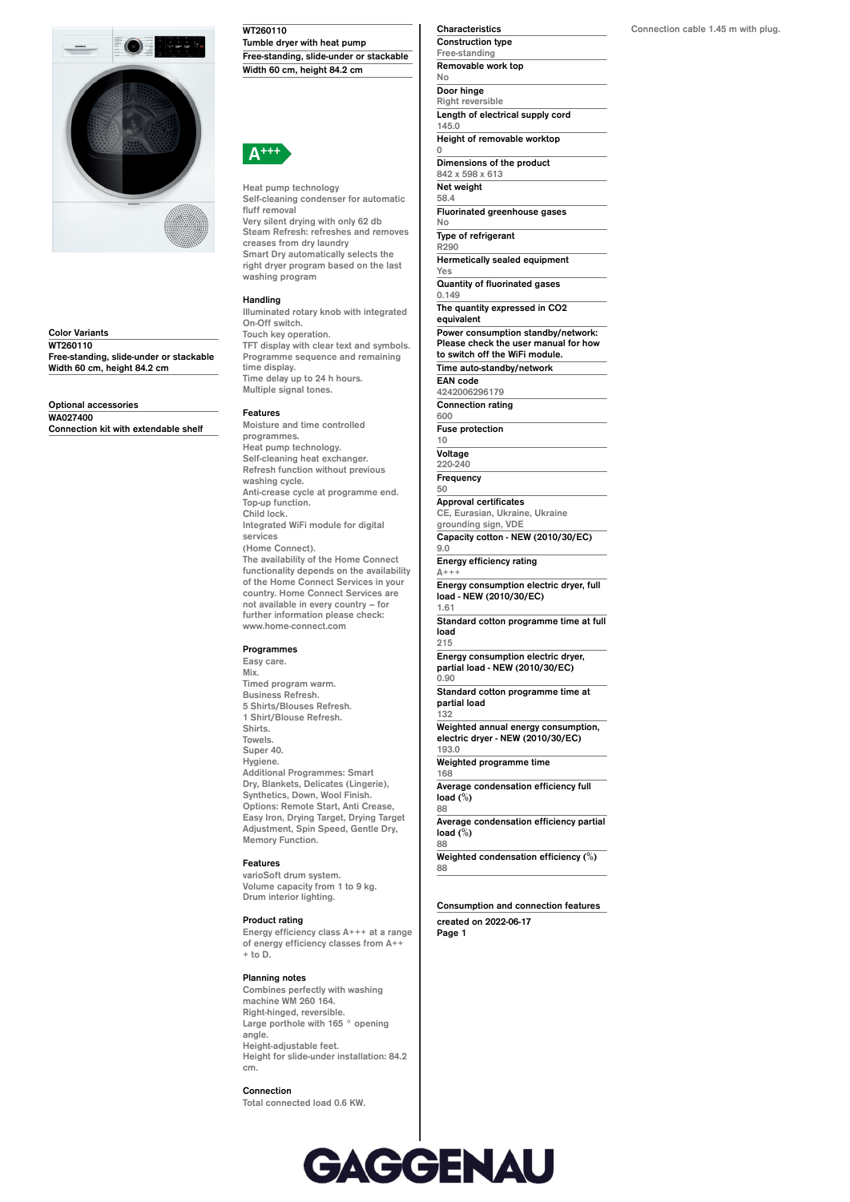**WT260110**
**Tumble dryer with heat pump**
**Free-standing, slide-under or stackable**
**Width 60 cm, height 84.2 cm**

A+++

Heat pump technology
Self-cleaning condenser for automatic fluff removal
Very silent drying with only 62 db
Steam Refresh: refreshes and removes creases from dry laundry
Smart Dry automatically selects the right dryer program based on the last washing programm

### Color Variants

**WT260110**
**Free-standing, slide-under or stackable**
**Width 60 cm, height 84.2 cm**

### Optional accessories

**WA027400**
**Connection kit with extendable shelf**

### Handling

Illuminated rotary knob with integrated On-Off switch.
Touch key operation.
TFT display with clear text and symbols.
Programme sequence and remaining time display.
Time delay up to 24 h hours.
Multiple signal tones.

### Features

Moisture and time controlled programmes.
Heat pump technology.
Self-cleaning heat exchanger.
Refresh function without previous washing cycle.
Anti-crease cycle at programme end.
Top-up function.
Child lock.
Integrated WiFi module for digital services
(Home Connect).
The availability of the Home Connect functionality depends on the availability of the Home Connect Services in your country. Home Connect Services are not available in every country – for further information please check: www.home-connect.com

### Programmes

Easy care.
Mix.
Timed program warm.
Business Refresh.
5 Shirts/Blouses Refresh.
1 Shirt/Blouse Refresh.
Shirts.
Towels.
Super 40.
Hygiene.
Additional Programmes: Smart Dry, Blankets, Delicates (Lingerie), Synthetics, Down, Wool Finish.
Options: Remote Start, Anti Crease, Easy Iron, Drying Target, Drying Target Adjustment, Spin Speed, Gentle Dry, Memory Function.

### Features

varioSoft drum system.
Volume capacity from 1 to 9 kg.
Drum interior lighting.

### Product rating

Energy efficiency class A+++ at a range of energy efficiency classes from A+++ to D.

### Planning notes

Combines perfectly with washing machine WM 260 164.
Right-hinged, reversible.
Large porthole with 165 ° opening angle.
Height-adjustable feet.
Height for slide-under installation: 84.2 cm.

### Connection

Total connected load 0.6 KW.

### Characteristics

| Characteristic | Value |
|---|---|
| Construction type | Free-standing |
| Removable work top | No |
| Door hinge | Right reversible |
| Length of electrical supply cord | 145.0 |
| Height of removable worktop | 0 |
| Dimensions of the product | 842 x 598 x 613 |
| Net weight | 58.4 |
| Fluorinated greenhouse gases | No |
| Type of refrigerant | R290 |
| Hermetically sealed equipment | Yes |
| Quantity of fluorinated gases | 0.149 |
| The quantity expressed in CO2 equivalent | |
| Power consumption standby/network: Please check the user manual for how to switch off the WiFi module. | |
| Time auto-standby/network | |
| EAN code | 4242006296179 |
| Connection rating | 600 |
| Fuse protection | 10 |
| Voltage | 220-240 |
| Frequency | 50 |
| Approval certificates | CE, Eurasian, Ukraine, Ukraine grounding sign, VDE |
| Capacity cotton - NEW (2010/30/EC) | 9.0 |
| Energy efficiency rating | A+++ |
| Energy consumption electric dryer, full load - NEW (2010/30/EC) | 1.61 |
| Standard cotton programme time at full load | 215 |
| Energy consumption electric dryer, partial load - NEW (2010/30/EC) | 0.90 |
| Standard cotton programme time at partial load | 132 |
| Weighted annual energy consumption, electric dryer - NEW (2010/30/EC) | 193.0 |
| Weighted programme time | 168 |
| Average condensation efficiency full load (%) | 88 |
| Average condensation efficiency partial load (%) | 88 |
| Weighted condensation efficiency (%) | 88 |

### Consumption and connection features

Connection cable 1.45 m with plug.

created on 2022-06-17

GAGGENAU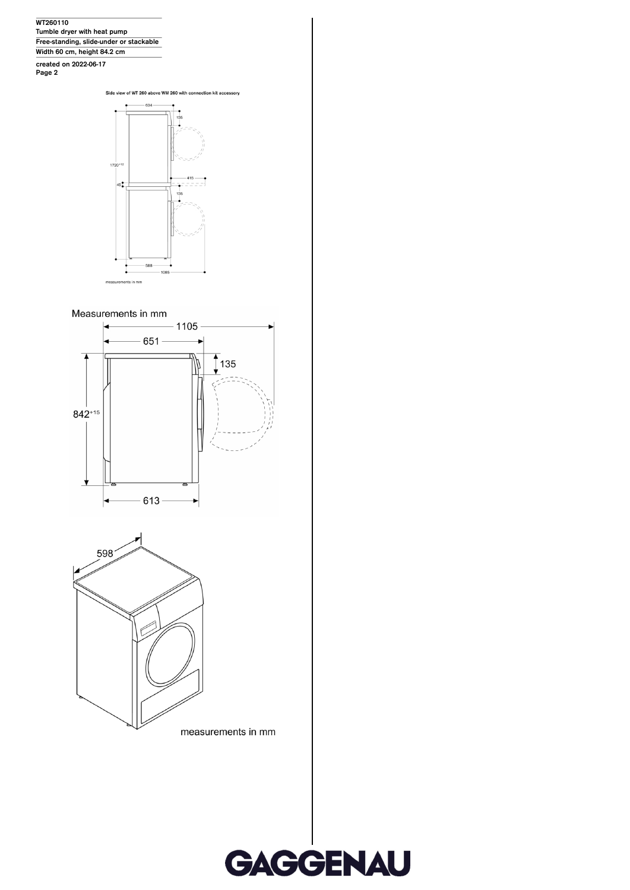Side view of WT 260 above WM 260 with connection kit accessory

634

135

$1720^{+12}$

415

45

135

588

1085

measurements in mm

Measurements in mm

1105

651

135

$842^{+15}$

613

598

measurements in mm